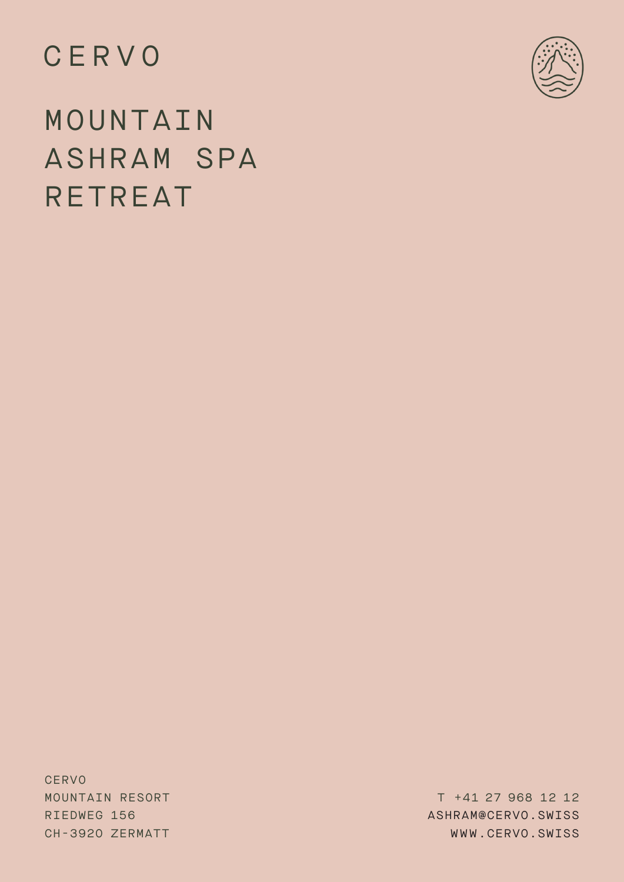CERVO

# MOUNTAIN ASHRAM SPA RETREAT

CERVO
MOUNTAIN RESORT
RIEDWEG 156
CH-3920 ZERMATT

T +41 27 968 12 12
ASHRAM@CERVO.SWISS
WWW.CERVO.SWISS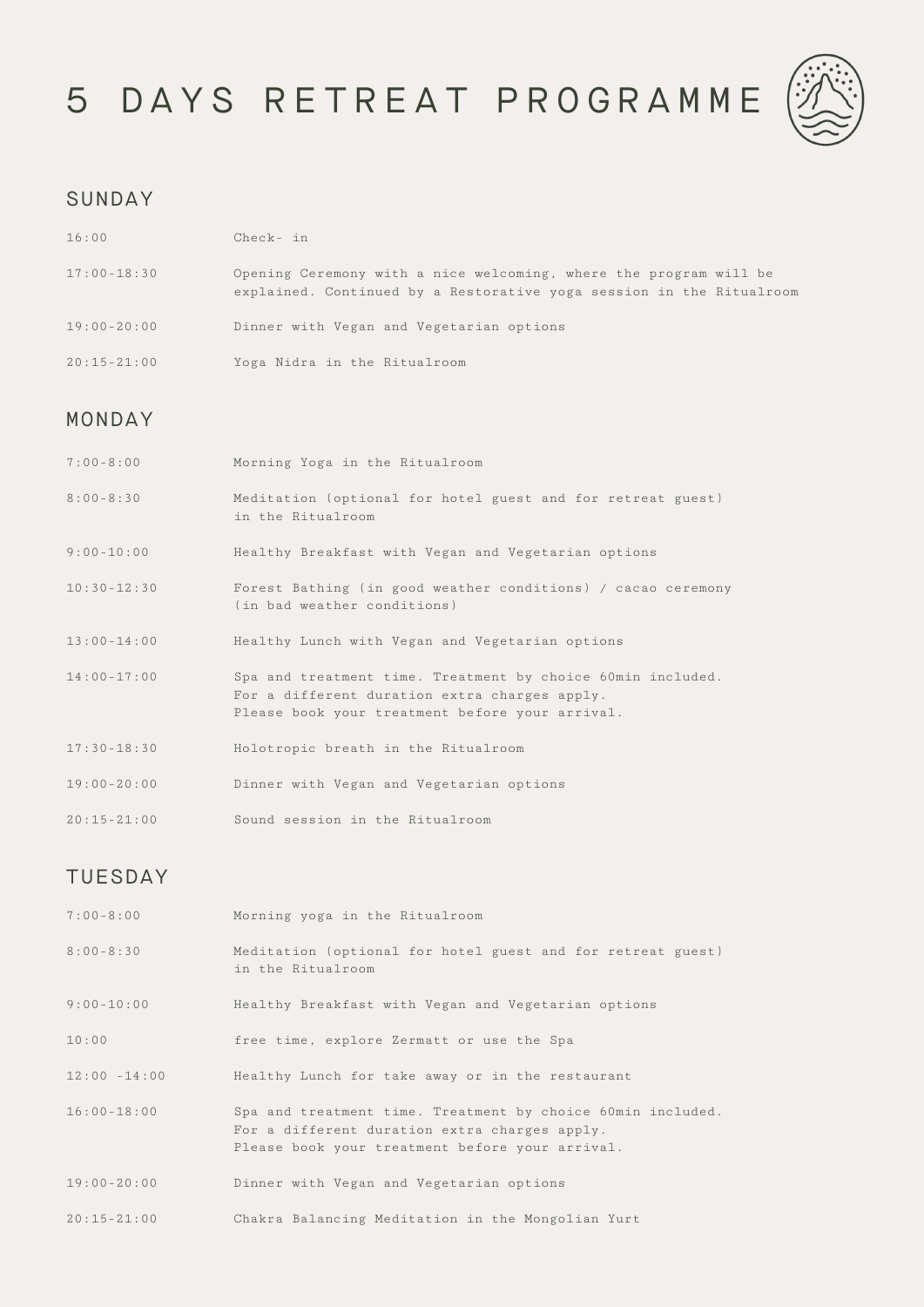# 5 DAYS RETREAT PROGRAMME

## SUNDAY

| | |
|---|---|
| 16:00 | Check- in |
| 17:00-18:30 | Opening Ceremony with a nice welcoming, where the program will be explained. Continued by a Restorative yoga session in the Ritualroom |
| 19:00-20:00 | Dinner with Vegan and Vegetarian options |
| 20:15-21:00 | Yoga Nidra in the Ritualroom |

## MONDAY

| | |
|---|---|
| 7:00-8:00 | Morning Yoga in the Ritualroom |
| 8:00-8:30 | Meditation (optional for hotel guest and for retreat guest) in the Ritualroom |
| 9:00-10:00 | Healthy Breakfast with Vegan and Vegetarian options |
| 10:30-12:30 | Forest Bathing (in good weather conditions) / cacao ceremony (in bad weather conditions) |
| 13:00-14:00 | Healthy Lunch with Vegan and Vegetarian options |
| 14:00-17:00 | Spa and treatment time. Treatment by choice 60min included. For a different duration extra charges apply. Please book your treatment before your arrival. |
| 17:30-18:30 | Holotropic breath in the Ritualroom |
| 19:00-20:00 | Dinner with Vegan and Vegetarian options |
| 20:15-21:00 | Sound session in the Ritualroom |

## TUESDAY

| | |
|---|---|
| 7:00-8:00 | Morning yoga in the Ritualroom |
| 8:00-8:30 | Meditation (optional for hotel guest and for retreat guest) in the Ritualroom |
| 9:00-10:00 | Healthy Breakfast with Vegan and Vegetarian options |
| 10:00 | free time, explore Zermatt or use the Spa |
| 12:00 -14:00 | Healthy Lunch for take away or in the restaurant |
| 16:00-18:00 | Spa and treatment time. Treatment by choice 60min included. For a different duration extra charges apply. Please book your treatment before your arrival. |
| 19:00-20:00 | Dinner with Vegan and Vegetarian options |
| 20:15-21:00 | Chakra Balancing Meditation in the Mongolian Yurt |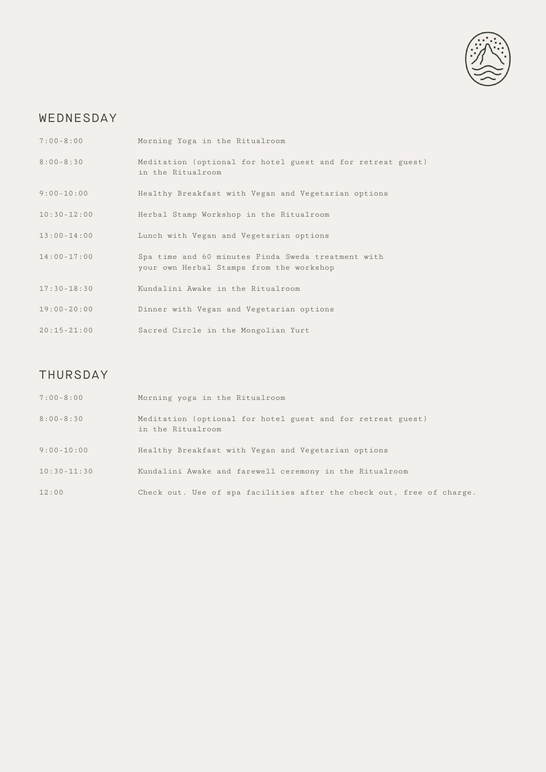## WEDNESDAY

| | |
|---|---|
| 7:00-8:00 | Morning Yoga in the Ritualroom |
| 8:00-8:30 | Meditation (optional for hotel guest and for retreat guest) in the Ritualroom |
| 9:00-10:00 | Healthy Breakfast with Vegan and Vegetarian options |
| 10:30-12:00 | Herbal Stamp Workshop in the Ritualroom |
| 13:00-14:00 | Lunch with Vegan and Vegetarian options |
| 14:00-17:00 | Spa time and 60 minutes Pinda Sweda treatment with your own Herbal Stamps from the workshop |
| 17:30-18:30 | Kundalini Awake in the Ritualroom |
| 19:00-20:00 | Dinner with Vegan and Vegetarian options |
| 20:15-21:00 | Sacred Circle in the Mongolian Yurt |

## THURSDAY

| | |
|---|---|
| 7:00-8:00 | Morning yoga in the Ritualroom |
| 8:00-8:30 | Meditation (optional for hotel guest and for retreat guest) in the Ritualroom |
| 9:00-10:00 | Healthy Breakfast with Vegan and Vegetarian options |
| 10:30-11:30 | Kundalini Awake and farewell ceremony in the Ritualroom |
| 12:00 | Check out. Use of spa facilities after the check out, free of charge. |